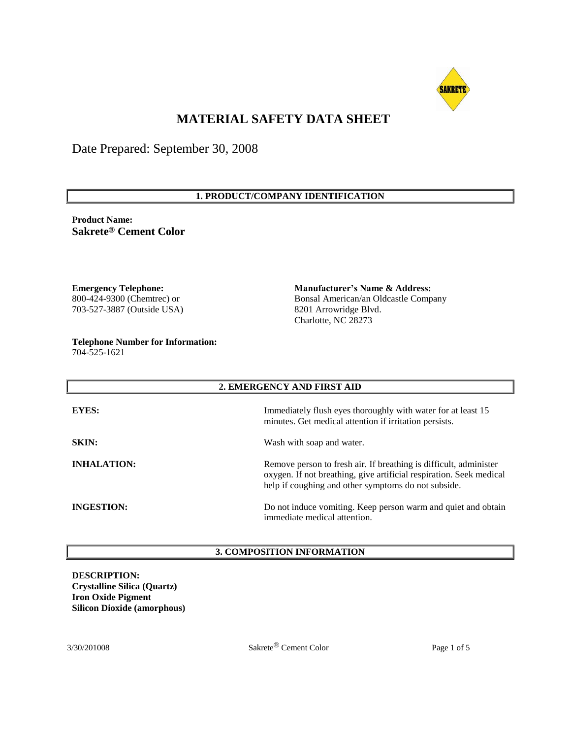# MATERIAL SAFETY DATA SHEET

Date Prepared: September 30, 2008

## 1. PRODUCT/COMPANY IDENTIFICATION

**Product Name:**
**Sakrete® Cement Color**

**Emergency Telephone:**
800-424-9300 (Chemtrec) or
703-527-3887 (Outside USA)

**Manufacturer's Name & Address:**
Bonsal American/an Oldcastle Company
8201 Arrowridge Blvd.
Charlotte, NC 28273

**Telephone Number for Information:**
704-525-1621

## 2. EMERGENCY AND FIRST AID

**EYES:** Immediately flush eyes thoroughly with water for at least 15 minutes. Get medical attention if irritation persists.

**SKIN:** Wash with soap and water.

**INHALATION:** Remove person to fresh air. If breathing is difficult, administer oxygen. If not breathing, give artificial respiration. Seek medical help if coughing and other symptoms do not subside.

**INGESTION:** Do not induce vomiting. Keep person warm and quiet and obtain immediate medical attention.

## 3. COMPOSITION INFORMATION

**DESCRIPTION:**
**Crystalline Silica (Quartz)**
**Iron Oxide Pigment**
**Silicon Dioxide (amorphous)**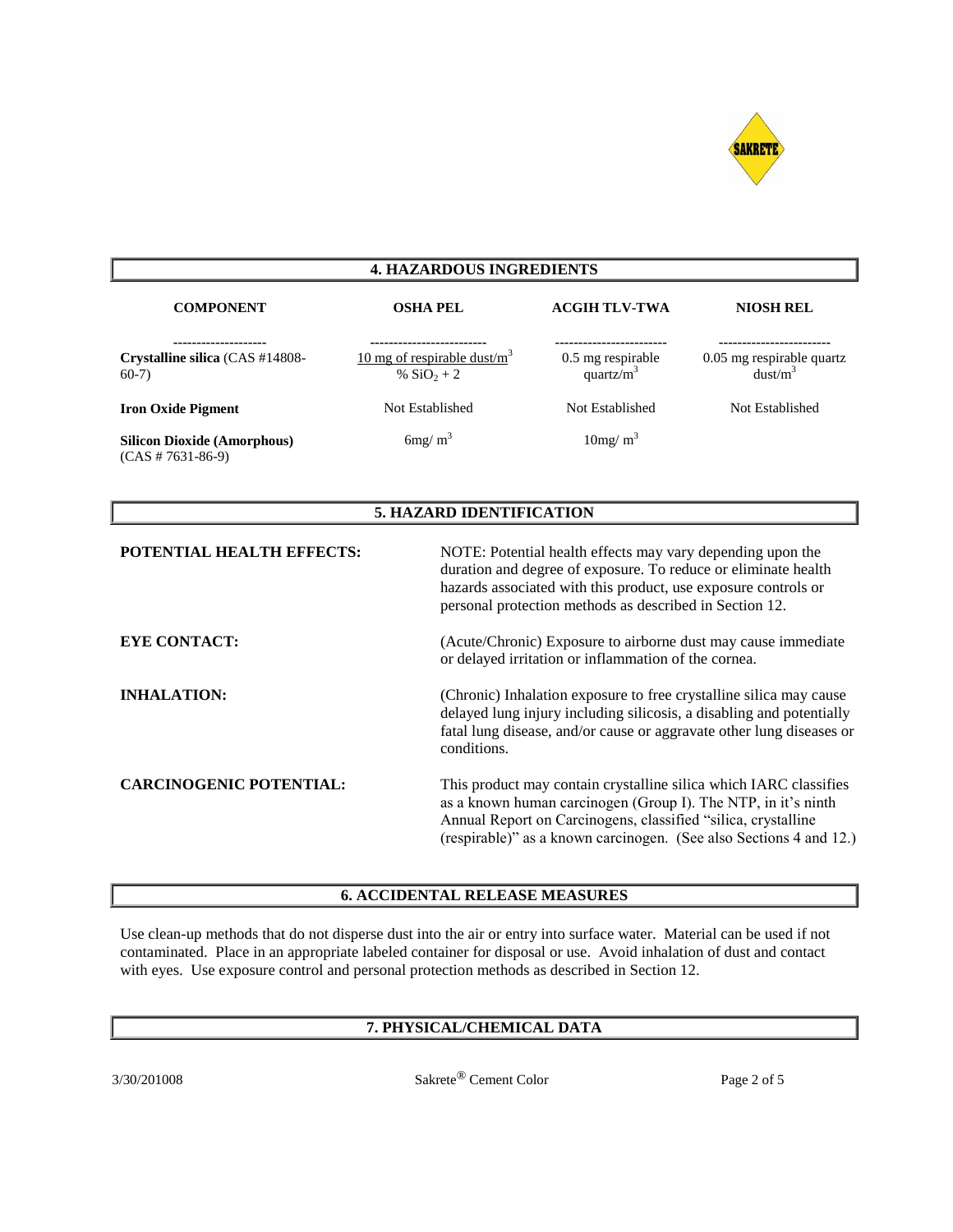## 4. HAZARDOUS INGREDIENTS

| COMPONENT | OSHA PEL | ACGIH TLV-TWA | NIOSH REL |
|---|---|---|---|
| **Crystalline silica** (CAS #14808-60-7) | 10 mg of respirable dust/$m^3$ / % $SiO_2$ + 2 | 0.5 mg respirable quartz/$m^3$ | 0.05 mg respirable quartz dust/$m^3$ |
| **Iron Oxide Pigment** | Not Established | Not Established | Not Established |
| **Silicon Dioxide (Amorphous)** (CAS # 7631-86-9) | 6mg/ $m^3$ | 10mg/ $m^3$ | |

## 5. HAZARD IDENTIFICATION

**POTENTIAL HEALTH EFFECTS:** NOTE: Potential health effects may vary depending upon the duration and degree of exposure. To reduce or eliminate health hazards associated with this product, use exposure controls or personal protection methods as described in Section 12.

**EYE CONTACT:** (Acute/Chronic) Exposure to airborne dust may cause immediate or delayed irritation or inflammation of the cornea.

**INHALATION:** (Chronic) Inhalation exposure to free crystalline silica may cause delayed lung injury including silicosis, a disabling and potentially fatal lung disease, and/or cause or aggravate other lung diseases or conditions.

**CARCINOGENIC POTENTIAL:** This product may contain crystalline silica which IARC classifies as a known human carcinogen (Group I). The NTP, in it's ninth Annual Report on Carcinogens, classified "silica, crystalline (respirable)" as a known carcinogen. (See also Sections 4 and 12.)

## 6. ACCIDENTAL RELEASE MEASURES

Use clean-up methods that do not disperse dust into the air or entry into surface water. Material can be used if not contaminated. Place in an appropriate labeled container for disposal or use. Avoid inhalation of dust and contact with eyes. Use exposure control and personal protection methods as described in Section 12.

## 7. PHYSICAL/CHEMICAL DATA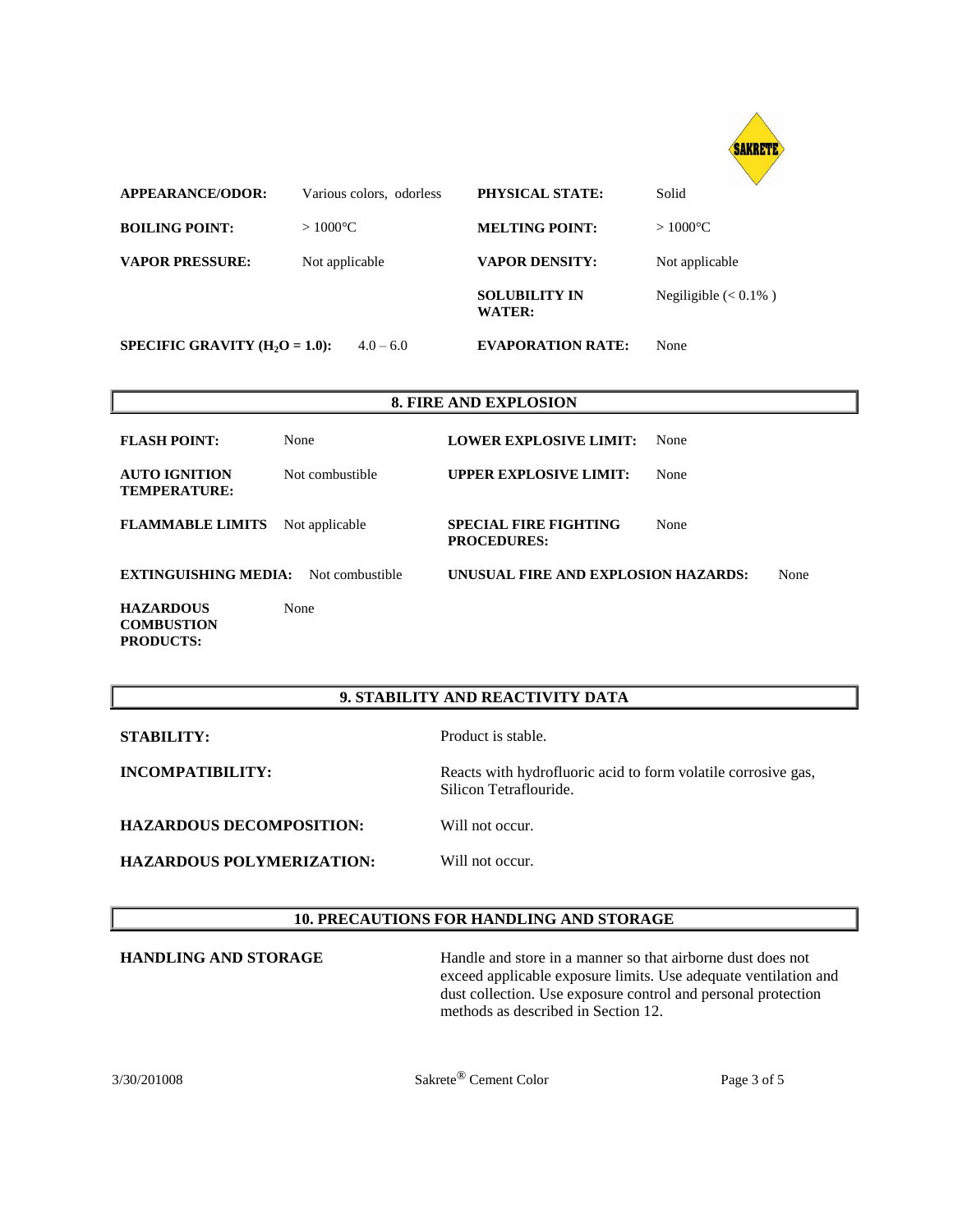| | | | |
|---|---|---|---|
| **APPEARANCE/ODOR:** | Various colors, odorless | **PHYSICAL STATE:** | Solid |
| **BOILING POINT:** | > 1000°C | **MELTING POINT:** | > 1000°C |
| **VAPOR PRESSURE:** | Not applicable | **VAPOR DENSITY:** | Not applicable |
| | | **SOLUBILITY IN WATER:** | Negiligible (< 0.1% ) |
| **SPECIFIC GRAVITY ($H_2O$ = 1.0):** | 4.0 – 6.0 | **EVAPORATION RATE:** | None |

## 8. FIRE AND EXPLOSION

| | | | |
|---|---|---|---|
| **FLASH POINT:** | None | **LOWER EXPLOSIVE LIMIT:** | None |
| **AUTO IGNITION TEMPERATURE:** | Not combustible | **UPPER EXPLOSIVE LIMIT:** | None |
| **FLAMMABLE LIMITS** | Not applicable | **SPECIAL FIRE FIGHTING PROCEDURES:** | None |
| **EXTINGUISHING MEDIA:** | Not combustible | **UNUSUAL FIRE AND EXPLOSION HAZARDS:** | None |
| **HAZARDOUS COMBUSTION PRODUCTS:** | None | | |

## 9. STABILITY AND REACTIVITY DATA

**STABILITY:** Product is stable.

**INCOMPATIBILITY:** Reacts with hydrofluoric acid to form volatile corrosive gas, Silicon Tetraflouride.

**HAZARDOUS DECOMPOSITION:** Will not occur.

**HAZARDOUS POLYMERIZATION:** Will not occur.

## 10. PRECAUTIONS FOR HANDLING AND STORAGE

**HANDLING AND STORAGE** Handle and store in a manner so that airborne dust does not exceed applicable exposure limits. Use adequate ventilation and dust collection. Use exposure control and personal protection methods as described in Section 12.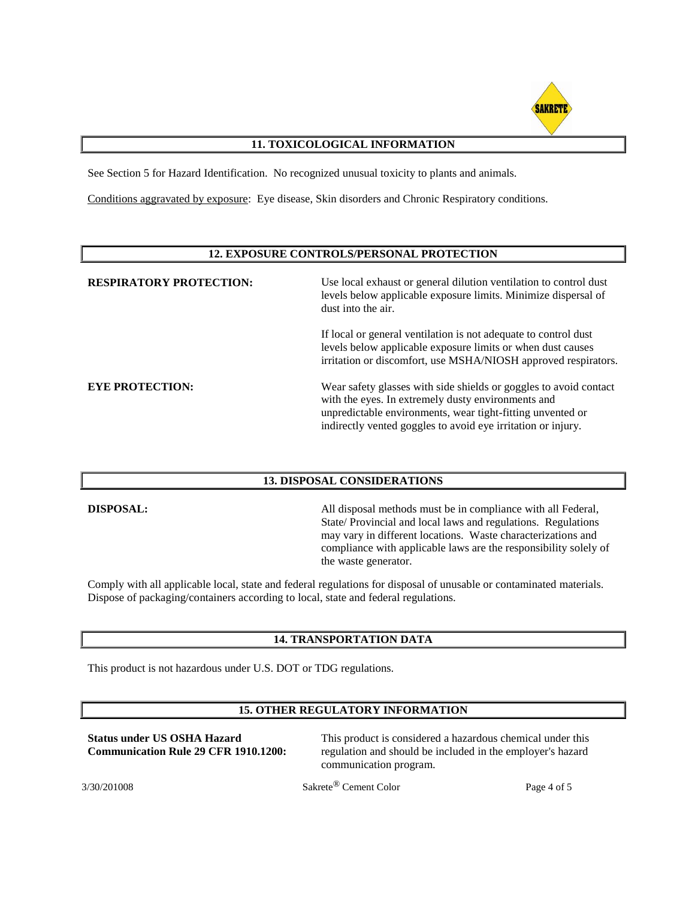## 11. TOXICOLOGICAL INFORMATION

See Section 5 for Hazard Identification. No recognized unusual toxicity to plants and animals.

Conditions aggravated by exposure: Eye disease, Skin disorders and Chronic Respiratory conditions.

## 12. EXPOSURE CONTROLS/PERSONAL PROTECTION

**RESPIRATORY PROTECTION:** Use local exhaust or general dilution ventilation to control dust levels below applicable exposure limits. Minimize dispersal of dust into the air.

If local or general ventilation is not adequate to control dust levels below applicable exposure limits or when dust causes irritation or discomfort, use MSHA/NIOSH approved respirators.

**EYE PROTECTION:** Wear safety glasses with side shields or goggles to avoid contact with the eyes. In extremely dusty environments and unpredictable environments, wear tight-fitting unvented or indirectly vented goggles to avoid eye irritation or injury.

## 13. DISPOSAL CONSIDERATIONS

**DISPOSAL:** All disposal methods must be in compliance with all Federal, State/ Provincial and local laws and regulations. Regulations may vary in different locations. Waste characterizations and compliance with applicable laws are the responsibility solely of the waste generator.

Comply with all applicable local, state and federal regulations for disposal of unusable or contaminated materials. Dispose of packaging/containers according to local, state and federal regulations.

## 14. TRANSPORTATION DATA

This product is not hazardous under U.S. DOT or TDG regulations.

## 15. OTHER REGULATORY INFORMATION

**Status under US OSHA Hazard Communication Rule 29 CFR 1910.1200:** This product is considered a hazardous chemical under this regulation and should be included in the employer's hazard communication program.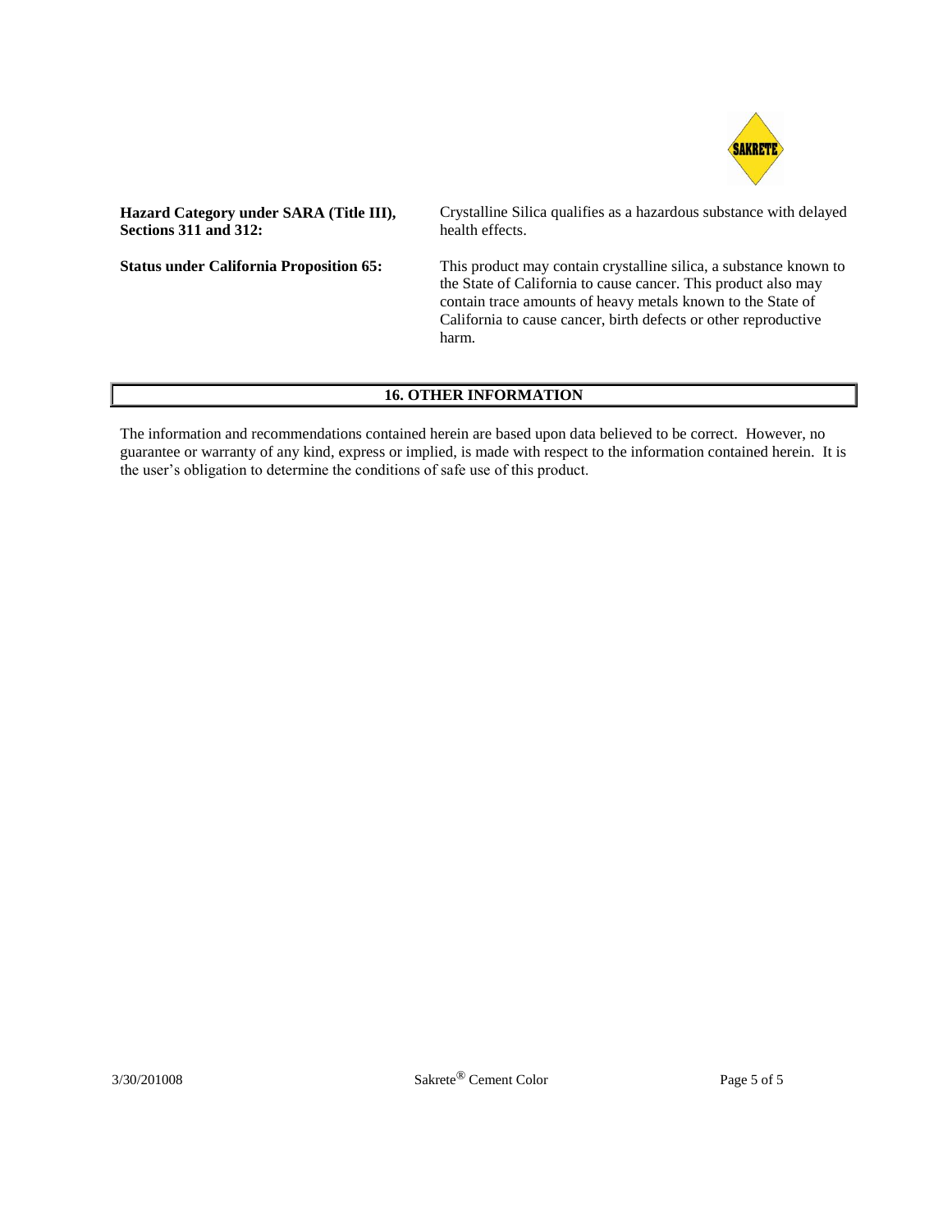**Hazard Category under SARA (Title III), Sections 311 and 312:** Crystalline Silica qualifies as a hazardous substance with delayed health effects.

**Status under California Proposition 65:** This product may contain crystalline silica, a substance known to the State of California to cause cancer. This product also may contain trace amounts of heavy metals known to the State of California to cause cancer, birth defects or other reproductive harm.

## 16. OTHER INFORMATION

The information and recommendations contained herein are based upon data believed to be correct. However, no guarantee or warranty of any kind, express or implied, is made with respect to the information contained herein. It is the user's obligation to determine the conditions of safe use of this product.